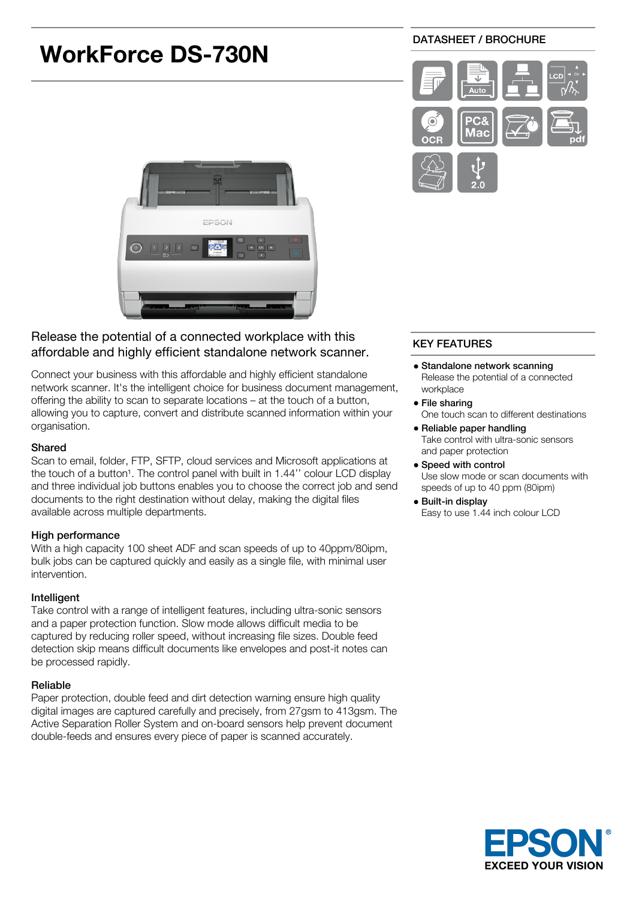# WorkForce DS-730N

DATASHEET / BROCHURE

## Release the potential of a connected workplace with this affordable and highly efficient standalone network scanner.

Connect your business with this affordable and highly efficient standalone network scanner. It's the intelligent choice for business document management, offering the ability to scan to separate locations – at the touch of a button, allowing you to capture, convert and distribute scanned information within your organisation.

### Shared

Scan to email, folder, FTP, SFTP, cloud services and Microsoft applications at the touch of a button[1]. The control panel with built in 1.44'' colour LCD display and three individual job buttons enables you to choose the correct job and send documents to the right destination without delay, making the digital files available across multiple departments.

### High performance

With a high capacity 100 sheet ADF and scan speeds of up to 40ppm/80ipm, bulk jobs can be captured quickly and easily as a single file, with minimal user intervention.

### Intelligent

Take control with a range of intelligent features, including ultra-sonic sensors and a paper protection function. Slow mode allows difficult media to be captured by reducing roller speed, without increasing file sizes. Double feed detection skip means difficult documents like envelopes and post-it notes can be processed rapidly.

### Reliable

Paper protection, double feed and dirt detection warning ensure high quality digital images are captured carefully and precisely, from 27gsm to 413gsm. The Active Separation Roller System and on-board sensors help prevent document double-feeds and ensures every piece of paper is scanned accurately.

## KEY FEATURES

- **Standalone network scanning**
  Release the potential of a connected workplace
- **File sharing**
  One touch scan to different destinations
- **Reliable paper handling**
  Take control with ultra-sonic sensors and paper protection
- **Speed with control**
  Use slow mode or scan documents with speeds of up to 40 ppm (80ipm)
- **Built-in display**
  Easy to use 1.44 inch colour LCD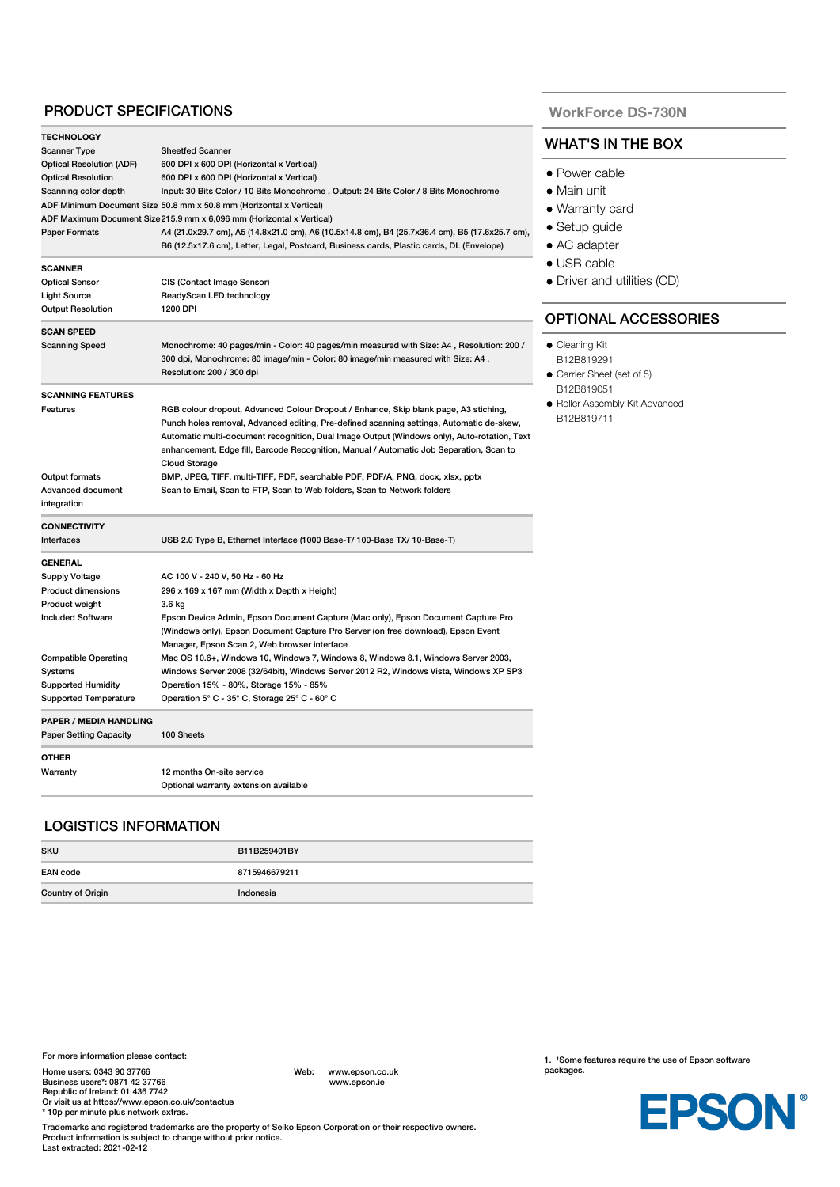## PRODUCT SPECIFICATIONS

| | |
|---|---|
| **TECHNOLOGY** | |
| Scanner Type | Sheetfed Scanner |
| Optical Resolution (ADF) | 600 DPI x 600 DPI (Horizontal x Vertical) |
| Optical Resolution | 600 DPI x 600 DPI (Horizontal x Vertical) |
| Scanning color depth | Input: 30 Bits Color / 10 Bits Monochrome , Output: 24 Bits Color / 8 Bits Monochrome |
| ADF Minimum Document Size | 50.8 mm x 50.8 mm (Horizontal x Vertical) |
| ADF Maximum Document Size | 215.9 mm x 6,096 mm (Horizontal x Vertical) |
| Paper Formats | A4 (21.0x29.7 cm), A5 (14.8x21.0 cm), A6 (10.5x14.8 cm), B4 (25.7x36.4 cm), B5 (17.6x25.7 cm), B6 (12.5x17.6 cm), Letter, Legal, Postcard, Business cards, Plastic cards, DL (Envelope) |
| **SCANNER** | |
| Optical Sensor | CIS (Contact Image Sensor) |
| Light Source | ReadyScan LED technology |
| Output Resolution | 1200 DPI |
| **SCAN SPEED** | |
| Scanning Speed | Monochrome: 40 pages/min - Color: 40 pages/min measured with Size: A4 , Resolution: 200 / 300 dpi, Monochrome: 80 image/min - Color: 80 image/min measured with Size: A4 , Resolution: 200 / 300 dpi |
| **SCANNING FEATURES** | |
| Features | RGB colour dropout, Advanced Colour Dropout / Enhance, Skip blank page, A3 stiching, Punch holes removal, Advanced editing, Pre-defined scanning settings, Automatic de-skew, Automatic multi-document recognition, Dual Image Output (Windows only), Auto-rotation, Text enhancement, Edge fill, Barcode Recognition, Manual / Automatic Job Separation, Scan to Cloud Storage |
| Output formats | BMP, JPEG, TIFF, multi-TIFF, PDF, searchable PDF, PDF/A, PNG, docx, xlsx, pptx |
| Advanced document integration | Scan to Email, Scan to FTP, Scan to Web folders, Scan to Network folders |
| **CONNECTIVITY** | |
| Interfaces | USB 2.0 Type B, Ethernet Interface (1000 Base-T/ 100-Base TX/ 10-Base-T) |
| **GENERAL** | |
| Supply Voltage | AC 100 V - 240 V, 50 Hz - 60 Hz |
| Product dimensions | 296 x 169 x 167 mm (Width x Depth x Height) |
| Product weight | 3.6 kg |
| Included Software | Epson Device Admin, Epson Document Capture (Mac only), Epson Document Capture Pro (Windows only), Epson Document Capture Pro Server (on free download), Epson Event Manager, Epson Scan 2, Web browser interface |
| Compatible Operating Systems | Mac OS 10.6+, Windows 10, Windows 7, Windows 8, Windows 8.1, Windows Server 2003, Windows Server 2008 (32/64bit), Windows Server 2012 R2, Windows Vista, Windows XP SP3 |
| Supported Humidity | Operation 15% - 80%, Storage 15% - 85% |
| Supported Temperature | Operation 5° C - 35° C, Storage 25° C - 60° C |
| **PAPER / MEDIA HANDLING** | |
| Paper Setting Capacity | 100 Sheets |
| **OTHER** | |
| Warranty | 12 months On-site service<br>Optional warranty extension available |

## LOGISTICS INFORMATION

| | |
|---|---|
| SKU | B11B259401BY |
| EAN code | 8715946679211 |
| Country of Origin | Indonesia |

## WorkForce DS-730N

### WHAT'S IN THE BOX

- Power cable
- Main unit
- Warranty card
- Setup guide
- AC adapter
- USB cable
- Driver and utilities (CD)

### OPTIONAL ACCESSORIES

- Cleaning Kit
  B12B819291
- Carrier Sheet (set of 5)
  B12B819051
- Roller Assembly Kit Advanced
  B12B819711

For more information please contact:

Home users: 0343 90 37766
Business users*: 0871 42 37766
Republic of Ireland: 01 436 7742
Or visit us at https://www.epson.co.uk/contactus
* 10p per minute plus network extras.

Web: www.epson.co.uk
www.epson.ie

1. [1]Some features require the use of Epson software packages.

Trademarks and registered trademarks are the property of Seiko Epson Corporation or their respective owners.
Product information is subject to change without prior notice.
Last extracted: 2021-02-12

EPSON®